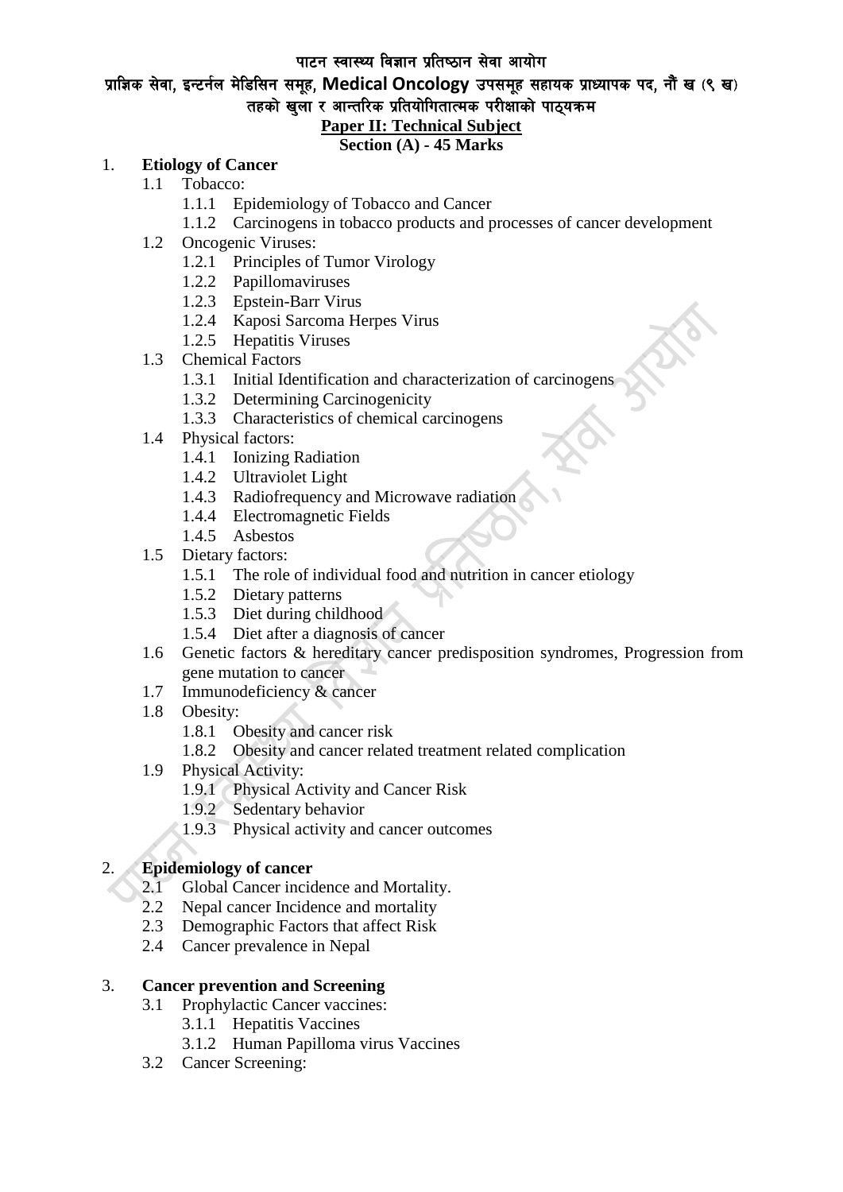पाटन स्वास्थ्य विज्ञान प्रतिष्ठान सेवा आयोग

प्राज्ञिक सेवा, इन्टर्नल मेडिसिन समूह, **Medical Oncology** उपसमूह सहायक प्राध्यापक पद, नौं ख (९ ख) तहको खुला र आन्तरिक प्रतियोगितात्मक परीक्षाको पाठ्यक्रम

## Paper II: Technical Subject

### Section (A) - 45 Marks

1. **Etiology of Cancer**
   - 1.1 Tobacco:
     - 1.1.1 Epidemiology of Tobacco and Cancer
     - 1.1.2 Carcinogens in tobacco products and processes of cancer development
   - 1.2 Oncogenic Viruses:
     - 1.2.1 Principles of Tumor Virology
     - 1.2.2 Papillomaviruses
     - 1.2.3 Epstein-Barr Virus
     - 1.2.4 Kaposi Sarcoma Herpes Virus
     - 1.2.5 Hepatitis Viruses
   - 1.3 Chemical Factors
     - 1.3.1 Initial Identification and characterization of carcinogens
     - 1.3.2 Determining Carcinogenicity
     - 1.3.3 Characteristics of chemical carcinogens
   - 1.4 Physical factors:
     - 1.4.1 Ionizing Radiation
     - 1.4.2 Ultraviolet Light
     - 1.4.3 Radiofrequency and Microwave radiation
     - 1.4.4 Electromagnetic Fields
     - 1.4.5 Asbestos
   - 1.5 Dietary factors:
     - 1.5.1 The role of individual food and nutrition in cancer etiology
     - 1.5.2 Dietary patterns
     - 1.5.3 Diet during childhood
     - 1.5.4 Diet after a diagnosis of cancer
   - 1.6 Genetic factors & hereditary cancer predisposition syndromes, Progression from gene mutation to cancer
   - 1.7 Immunodeficiency & cancer
   - 1.8 Obesity:
     - 1.8.1 Obesity and cancer risk
     - 1.8.2 Obesity and cancer related treatment related complication
   - 1.9 Physical Activity:
     - 1.9.1 Physical Activity and Cancer Risk
     - 1.9.2 Sedentary behavior
     - 1.9.3 Physical activity and cancer outcomes

2. **Epidemiology of cancer**
   - 2.1 Global Cancer incidence and Mortality.
   - 2.2 Nepal cancer Incidence and mortality
   - 2.3 Demographic Factors that affect Risk
   - 2.4 Cancer prevalence in Nepal

3. **Cancer prevention and Screening**
   - 3.1 Prophylactic Cancer vaccines:
     - 3.1.1 Hepatitis Vaccines
     - 3.1.2 Human Papilloma virus Vaccines
   - 3.2 Cancer Screening: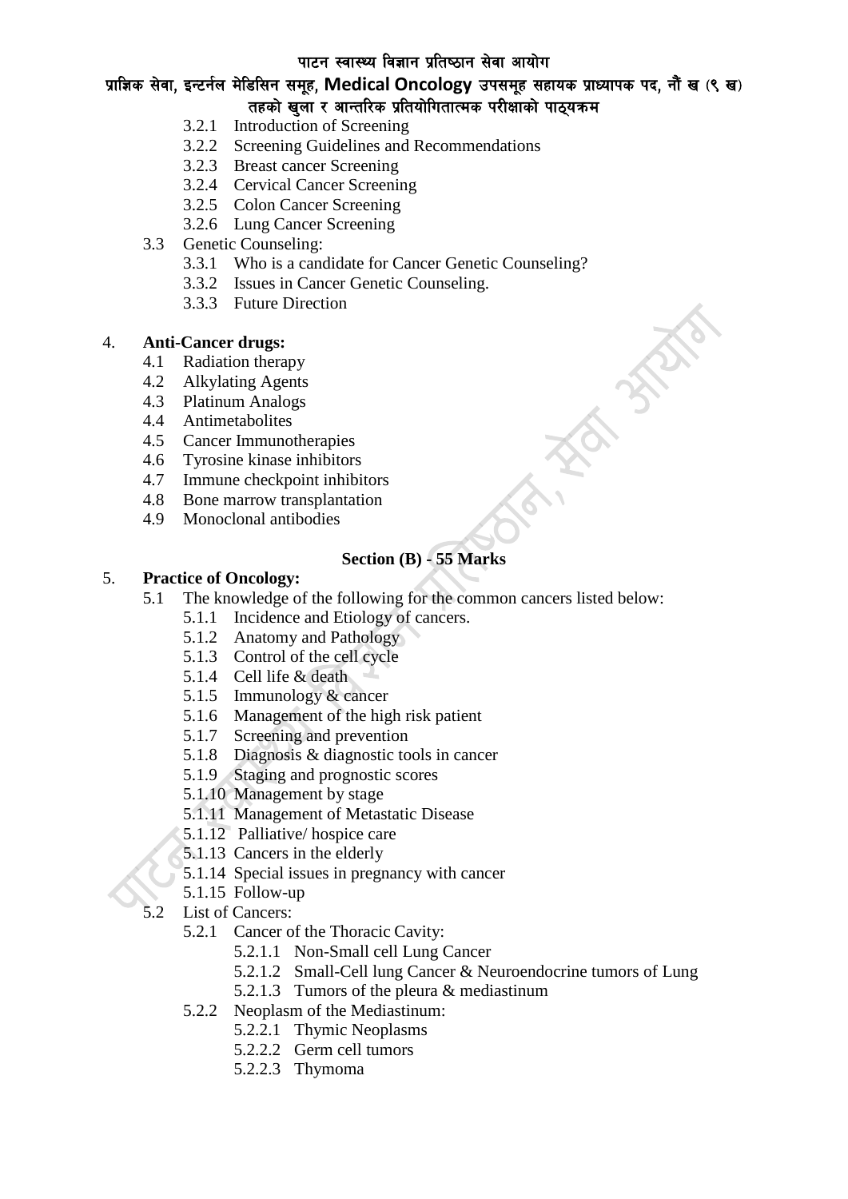3.2.1 Introduction of Screening
3.2.2 Screening Guidelines and Recommendations
3.2.3 Breast cancer Screening
3.2.4 Cervical Cancer Screening
3.2.5 Colon Cancer Screening
3.2.6 Lung Cancer Screening

3.3 Genetic Counseling:
3.3.1 Who is a candidate for Cancer Genetic Counseling?
3.3.2 Issues in Cancer Genetic Counseling.
3.3.3 Future Direction

4. **Anti-Cancer drugs:**
4.1 Radiation therapy
4.2 Alkylating Agents
4.3 Platinum Analogs
4.4 Antimetabolites
4.5 Cancer Immunotherapies
4.6 Tyrosine kinase inhibitors
4.7 Immune checkpoint inhibitors
4.8 Bone marrow transplantation
4.9 Monoclonal antibodies

## Section (B) - 55 Marks

5. **Practice of Oncology:**
5.1 The knowledge of the following for the common cancers listed below:
5.1.1 Incidence and Etiology of cancers.
5.1.2 Anatomy and Pathology
5.1.3 Control of the cell cycle
5.1.4 Cell life & death
5.1.5 Immunology & cancer
5.1.6 Management of the high risk patient
5.1.7 Screening and prevention
5.1.8 Diagnosis & diagnostic tools in cancer
5.1.9 Staging and prognostic scores
5.1.10 Management by stage
5.1.11 Management of Metastatic Disease
5.1.12 Palliative/ hospice care
5.1.13 Cancers in the elderly
5.1.14 Special issues in pregnancy with cancer
5.1.15 Follow-up

5.2 List of Cancers:
5.2.1 Cancer of the Thoracic Cavity:
5.2.1.1 Non-Small cell Lung Cancer
5.2.1.2 Small-Cell lung Cancer & Neuroendocrine tumors of Lung
5.2.1.3 Tumors of the pleura & mediastinum
5.2.2 Neoplasm of the Mediastinum:
5.2.2.1 Thymic Neoplasms
5.2.2.2 Germ cell tumors
5.2.2.3 Thymoma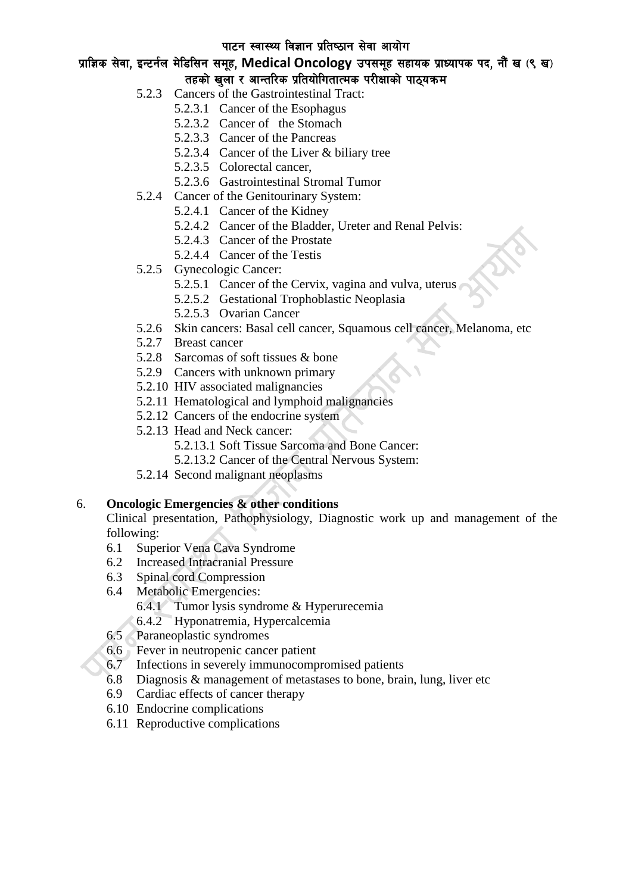- 5.2.3 Cancers of the Gastrointestinal Tract:
  - 5.2.3.1 Cancer of the Esophagus
  - 5.2.3.2 Cancer of the Stomach
  - 5.2.3.3 Cancer of the Pancreas
  - 5.2.3.4 Cancer of the Liver & biliary tree
  - 5.2.3.5 Colorectal cancer,
  - 5.2.3.6 Gastrointestinal Stromal Tumor
- 5.2.4 Cancer of the Genitourinary System:
  - 5.2.4.1 Cancer of the Kidney
  - 5.2.4.2 Cancer of the Bladder, Ureter and Renal Pelvis:
  - 5.2.4.3 Cancer of the Prostate
  - 5.2.4.4 Cancer of the Testis
- 5.2.5 Gynecologic Cancer:
  - 5.2.5.1 Cancer of the Cervix, vagina and vulva, uterus
  - 5.2.5.2 Gestational Trophoblastic Neoplasia
  - 5.2.5.3 Ovarian Cancer
- 5.2.6 Skin cancers: Basal cell cancer, Squamous cell cancer, Melanoma, etc
- 5.2.7 Breast cancer
- 5.2.8 Sarcomas of soft tissues & bone
- 5.2.9 Cancers with unknown primary
- 5.2.10 HIV associated malignancies
- 5.2.11 Hematological and lymphoid malignancies
- 5.2.12 Cancers of the endocrine system
- 5.2.13 Head and Neck cancer:
  - 5.2.13.1 Soft Tissue Sarcoma and Bone Cancer:
  - 5.2.13.2 Cancer of the Central Nervous System:
- 5.2.14 Second malignant neoplasms

6. **Oncologic Emergencies & other conditions**

   Clinical presentation, Pathophysiology, Diagnostic work up and management of the following:

   - 6.1 Superior Vena Cava Syndrome
   - 6.2 Increased Intracranial Pressure
   - 6.3 Spinal cord Compression
   - 6.4 Metabolic Emergencies:
     - 6.4.1 Tumor lysis syndrome & Hyperurecemia
     - 6.4.2 Hyponatremia, Hypercalcemia
   - 6.5 Paraneoplastic syndromes
   - 6.6 Fever in neutropenic cancer patient
   - 6.7 Infections in severely immunocompromised patients
   - 6.8 Diagnosis & management of metastases to bone, brain, lung, liver etc
   - 6.9 Cardiac effects of cancer therapy
   - 6.10 Endocrine complications
   - 6.11 Reproductive complications